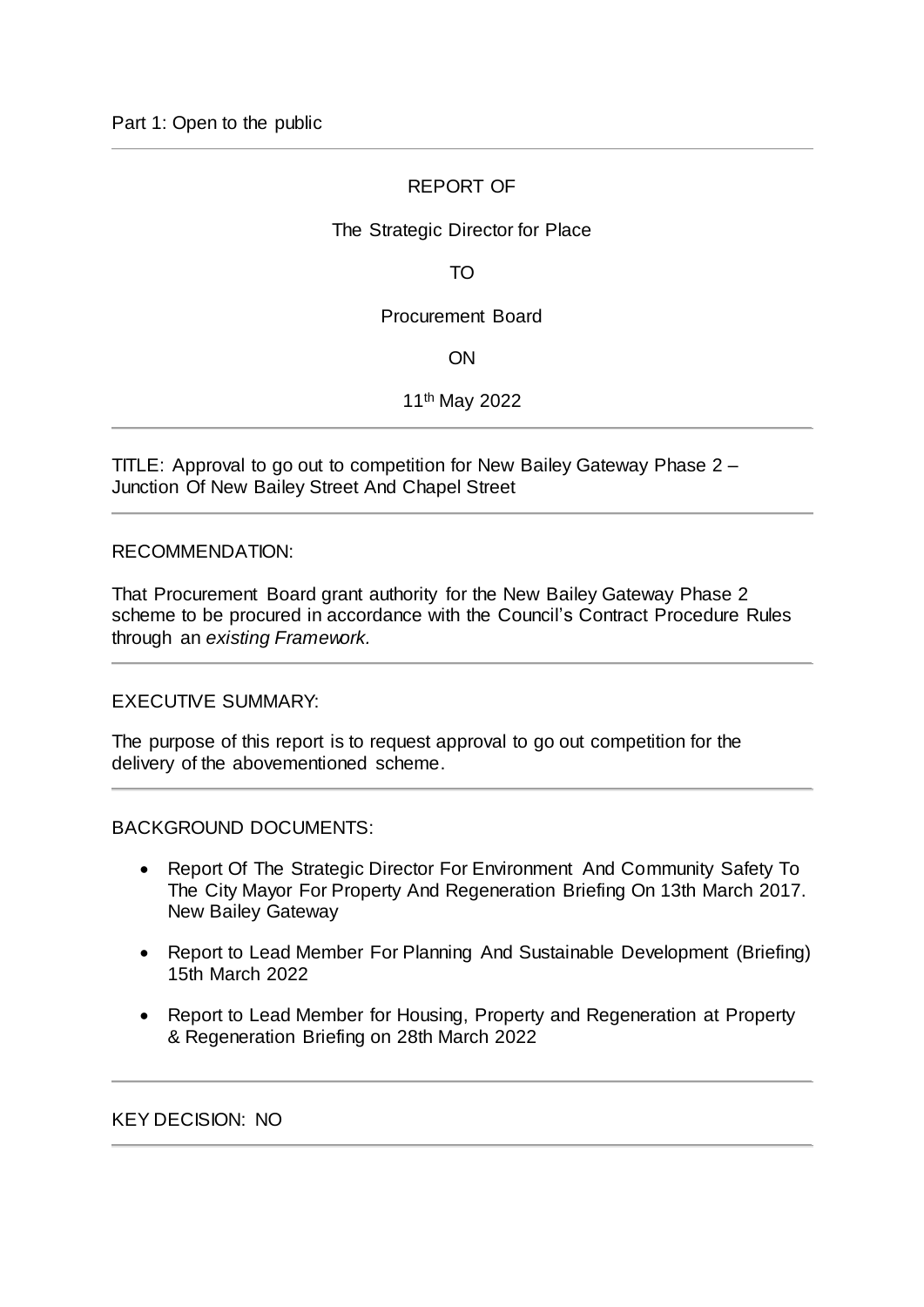Part 1: Open to the public

---

REPORT OF

The Strategic Director for Place

TO

Procurement Board

ON

11th May 2022

---

TITLE: Approval to go out to competition for New Bailey Gateway Phase 2 – Junction Of New Bailey Street And Chapel Street

---

RECOMMENDATION:

That Procurement Board grant authority for the New Bailey Gateway Phase 2 scheme to be procured in accordance with the Council's Contract Procedure Rules through an *existing Framework.*

---

EXECUTIVE SUMMARY:

The purpose of this report is to request approval to go out competition for the delivery of the abovementioned scheme.

---

BACKGROUND DOCUMENTS:

- Report Of The Strategic Director For Environment And Community Safety To The City Mayor For Property And Regeneration Briefing On 13th March 2017. New Bailey Gateway
- Report to Lead Member For Planning And Sustainable Development (Briefing) 15th March 2022
- Report to Lead Member for Housing, Property and Regeneration at Property & Regeneration Briefing on 28th March 2022

---

KEY DECISION: NO

---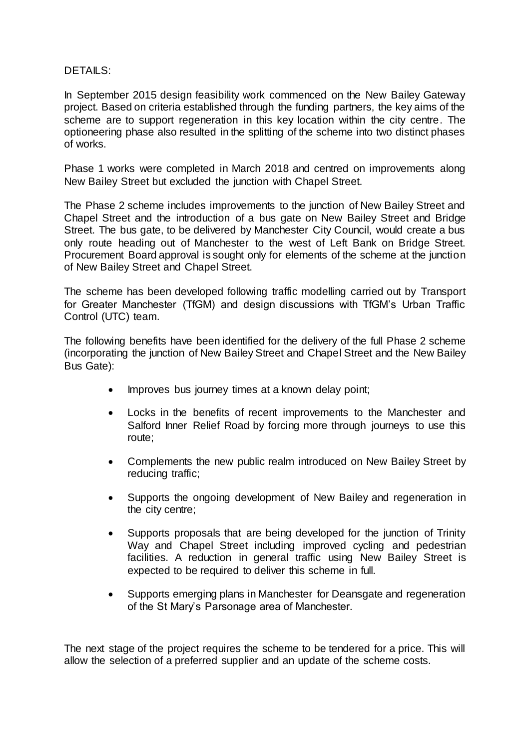DETAILS:

In September 2015 design feasibility work commenced on the New Bailey Gateway project. Based on criteria established through the funding partners, the key aims of the scheme are to support regeneration in this key location within the city centre. The optioneering phase also resulted in the splitting of the scheme into two distinct phases of works.

Phase 1 works were completed in March 2018 and centred on improvements along New Bailey Street but excluded the junction with Chapel Street.

The Phase 2 scheme includes improvements to the junction of New Bailey Street and Chapel Street and the introduction of a bus gate on New Bailey Street and Bridge Street. The bus gate, to be delivered by Manchester City Council, would create a bus only route heading out of Manchester to the west of Left Bank on Bridge Street. Procurement Board approval is sought only for elements of the scheme at the junction of New Bailey Street and Chapel Street.

The scheme has been developed following traffic modelling carried out by Transport for Greater Manchester (TfGM) and design discussions with TfGM's Urban Traffic Control (UTC) team.

The following benefits have been identified for the delivery of the full Phase 2 scheme (incorporating the junction of New Bailey Street and Chapel Street and the New Bailey Bus Gate):

- Improves bus journey times at a known delay point;
- Locks in the benefits of recent improvements to the Manchester and Salford Inner Relief Road by forcing more through journeys to use this route;
- Complements the new public realm introduced on New Bailey Street by reducing traffic;
- Supports the ongoing development of New Bailey and regeneration in the city centre;
- Supports proposals that are being developed for the junction of Trinity Way and Chapel Street including improved cycling and pedestrian facilities. A reduction in general traffic using New Bailey Street is expected to be required to deliver this scheme in full.
- Supports emerging plans in Manchester for Deansgate and regeneration of the St Mary's Parsonage area of Manchester.

The next stage of the project requires the scheme to be tendered for a price. This will allow the selection of a preferred supplier and an update of the scheme costs.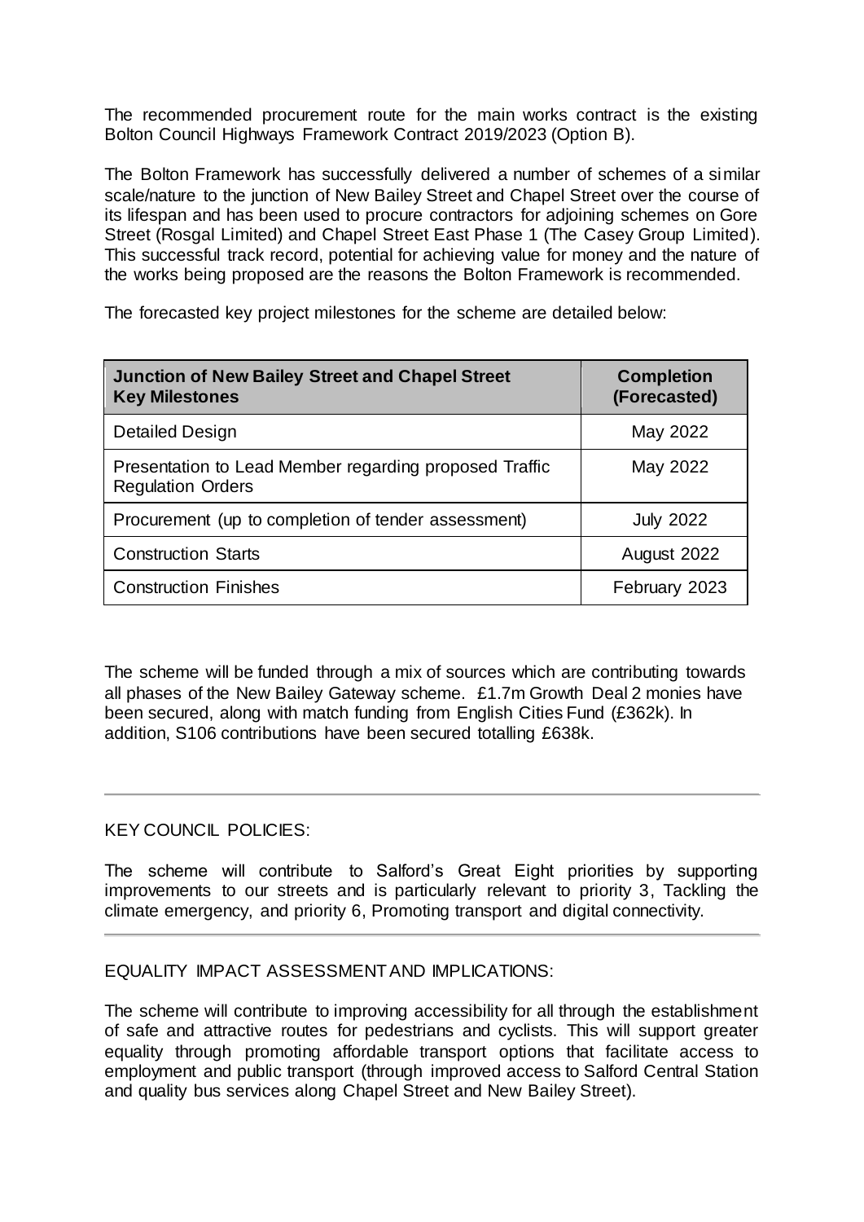The recommended procurement route for the main works contract is the existing Bolton Council Highways Framework Contract 2019/2023 (Option B).

The Bolton Framework has successfully delivered a number of schemes of a similar scale/nature to the junction of New Bailey Street and Chapel Street over the course of its lifespan and has been used to procure contractors for adjoining schemes on Gore Street (Rosgal Limited) and Chapel Street East Phase 1 (The Casey Group Limited). This successful track record, potential for achieving value for money and the nature of the works being proposed are the reasons the Bolton Framework is recommended.

The forecasted key project milestones for the scheme are detailed below:

| **Junction of New Bailey Street and Chapel Street Key Milestones** | **Completion (Forecasted)** |
|---|---|
| Detailed Design | May 2022 |
| Presentation to Lead Member regarding proposed Traffic Regulation Orders | May 2022 |
| Procurement (up to completion of tender assessment) | July 2022 |
| Construction Starts | August 2022 |
| Construction Finishes | February 2023 |

The scheme will be funded through a mix of sources which are contributing towards all phases of the New Bailey Gateway scheme. £1.7m Growth Deal 2 monies have been secured, along with match funding from English Cities Fund (£362k). In addition, S106 contributions have been secured totalling £638k.

KEY COUNCIL POLICIES:

The scheme will contribute to Salford's Great Eight priorities by supporting improvements to our streets and is particularly relevant to priority 3, Tackling the climate emergency, and priority 6, Promoting transport and digital connectivity.

EQUALITY IMPACT ASSESSMENT AND IMPLICATIONS:

The scheme will contribute to improving accessibility for all through the establishment of safe and attractive routes for pedestrians and cyclists. This will support greater equality through promoting affordable transport options that facilitate access to employment and public transport (through improved access to Salford Central Station and quality bus services along Chapel Street and New Bailey Street).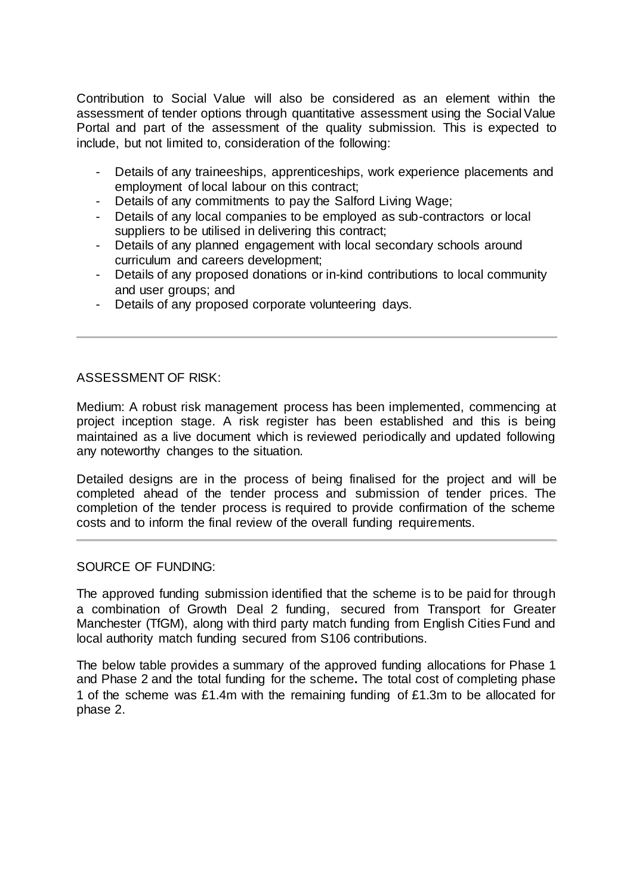Contribution to Social Value will also be considered as an element within the assessment of tender options through quantitative assessment using the Social Value Portal and part of the assessment of the quality submission. This is expected to include, but not limited to, consideration of the following:

- Details of any traineeships, apprenticeships, work experience placements and employment of local labour on this contract;
- Details of any commitments to pay the Salford Living Wage;
- Details of any local companies to be employed as sub-contractors or local suppliers to be utilised in delivering this contract;
- Details of any planned engagement with local secondary schools around curriculum and careers development;
- Details of any proposed donations or in-kind contributions to local community and user groups; and
- Details of any proposed corporate volunteering days.

---

ASSESSMENT OF RISK:

Medium: A robust risk management process has been implemented, commencing at project inception stage. A risk register has been established and this is being maintained as a live document which is reviewed periodically and updated following any noteworthy changes to the situation.

Detailed designs are in the process of being finalised for the project and will be completed ahead of the tender process and submission of tender prices. The completion of the tender process is required to provide confirmation of the scheme costs and to inform the final review of the overall funding requirements.

---

SOURCE OF FUNDING:

The approved funding submission identified that the scheme is to be paid for through a combination of Growth Deal 2 funding, secured from Transport for Greater Manchester (TfGM), along with third party match funding from English Cities Fund and local authority match funding secured from S106 contributions.

The below table provides a summary of the approved funding allocations for Phase 1 and Phase 2 and the total funding for the scheme**.** The total cost of completing phase 1 of the scheme was £1.4m with the remaining funding of £1.3m to be allocated for phase 2.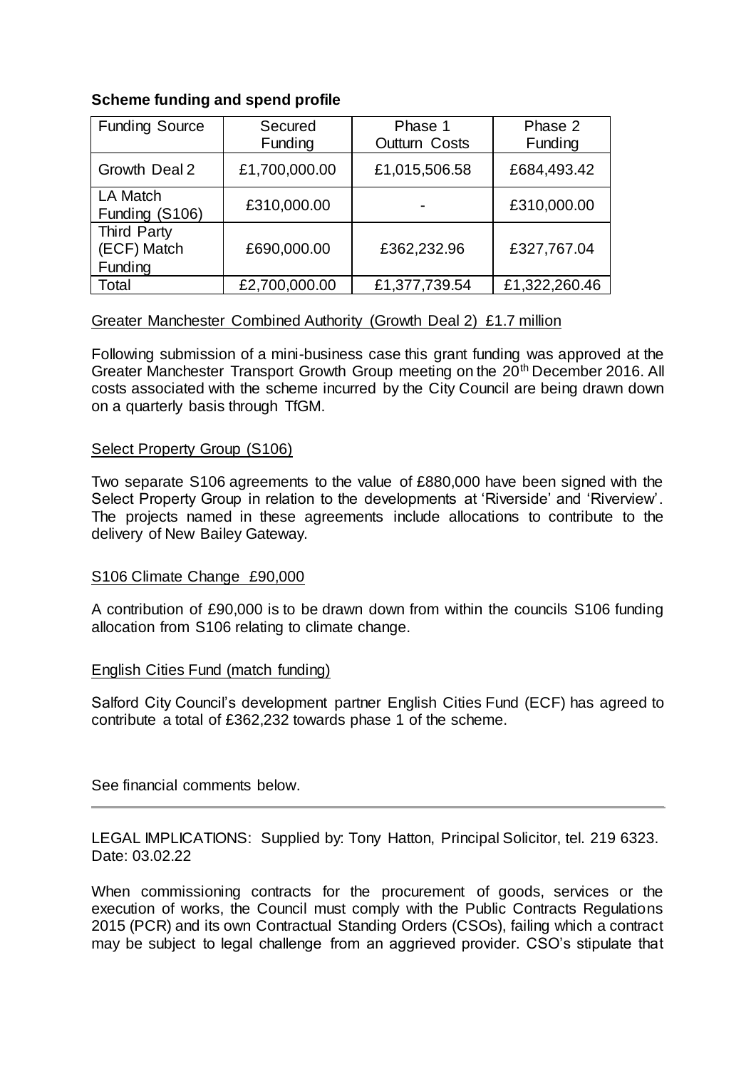**Scheme funding and spend profile**

| Funding Source | Secured Funding | Phase 1 Outturn Costs | Phase 2 Funding |
| --- | --- | --- | --- |
| Growth Deal 2 | £1,700,000.00 | £1,015,506.58 | £684,493.42 |
| LA Match Funding (S106) | £310,000.00 | - | £310,000.00 |
| Third Party (ECF) Match Funding | £690,000.00 | £362,232.96 | £327,767.04 |
| Total | £2,700,000.00 | £1,377,739.54 | £1,322,260.46 |

<u>Greater Manchester Combined Authority (Growth Deal 2) £1.7 million</u>

Following submission of a mini-business case this grant funding was approved at the Greater Manchester Transport Growth Group meeting on the 20th December 2016. All costs associated with the scheme incurred by the City Council are being drawn down on a quarterly basis through TfGM.

<u>Select Property Group (S106)</u>

Two separate S106 agreements to the value of £880,000 have been signed with the Select Property Group in relation to the developments at 'Riverside' and 'Riverview'. The projects named in these agreements include allocations to contribute to the delivery of New Bailey Gateway.

<u>S106 Climate Change £90,000</u>

A contribution of £90,000 is to be drawn down from within the councils S106 funding allocation from S106 relating to climate change.

<u>English Cities Fund (match funding)</u>

Salford City Council's development partner English Cities Fund (ECF) has agreed to contribute a total of £362,232 towards phase 1 of the scheme.

See financial comments below.

---

LEGAL IMPLICATIONS: Supplied by: Tony Hatton, Principal Solicitor, tel. 219 6323. Date: 03.02.22

When commissioning contracts for the procurement of goods, services or the execution of works, the Council must comply with the Public Contracts Regulations 2015 (PCR) and its own Contractual Standing Orders (CSOs), failing which a contract may be subject to legal challenge from an aggrieved provider. CSO's stipulate that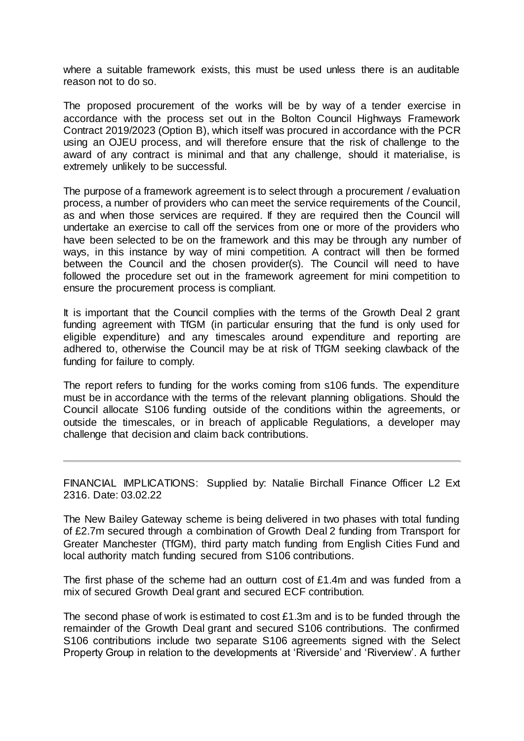where a suitable framework exists, this must be used unless there is an auditable reason not to do so.

The proposed procurement of the works will be by way of a tender exercise in accordance with the process set out in the Bolton Council Highways Framework Contract 2019/2023 (Option B), which itself was procured in accordance with the PCR using an OJEU process, and will therefore ensure that the risk of challenge to the award of any contract is minimal and that any challenge, should it materialise, is extremely unlikely to be successful.

The purpose of a framework agreement is to select through a procurement / evaluation process, a number of providers who can meet the service requirements of the Council, as and when those services are required. If they are required then the Council will undertake an exercise to call off the services from one or more of the providers who have been selected to be on the framework and this may be through any number of ways, in this instance by way of mini competition. A contract will then be formed between the Council and the chosen provider(s). The Council will need to have followed the procedure set out in the framework agreement for mini competition to ensure the procurement process is compliant.

It is important that the Council complies with the terms of the Growth Deal 2 grant funding agreement with TfGM (in particular ensuring that the fund is only used for eligible expenditure) and any timescales around expenditure and reporting are adhered to, otherwise the Council may be at risk of TfGM seeking clawback of the funding for failure to comply.

The report refers to funding for the works coming from s106 funds. The expenditure must be in accordance with the terms of the relevant planning obligations. Should the Council allocate S106 funding outside of the conditions within the agreements, or outside the timescales, or in breach of applicable Regulations, a developer may challenge that decision and claim back contributions.

---

FINANCIAL IMPLICATIONS: Supplied by: Natalie Birchall Finance Officer L2 Ext 2316. Date: 03.02.22

The New Bailey Gateway scheme is being delivered in two phases with total funding of £2.7m secured through a combination of Growth Deal 2 funding from Transport for Greater Manchester (TfGM), third party match funding from English Cities Fund and local authority match funding secured from S106 contributions.

The first phase of the scheme had an outturn cost of £1.4m and was funded from a mix of secured Growth Deal grant and secured ECF contribution.

The second phase of work is estimated to cost £1.3m and is to be funded through the remainder of the Growth Deal grant and secured S106 contributions. The confirmed S106 contributions include two separate S106 agreements signed with the Select Property Group in relation to the developments at 'Riverside' and 'Riverview'. A further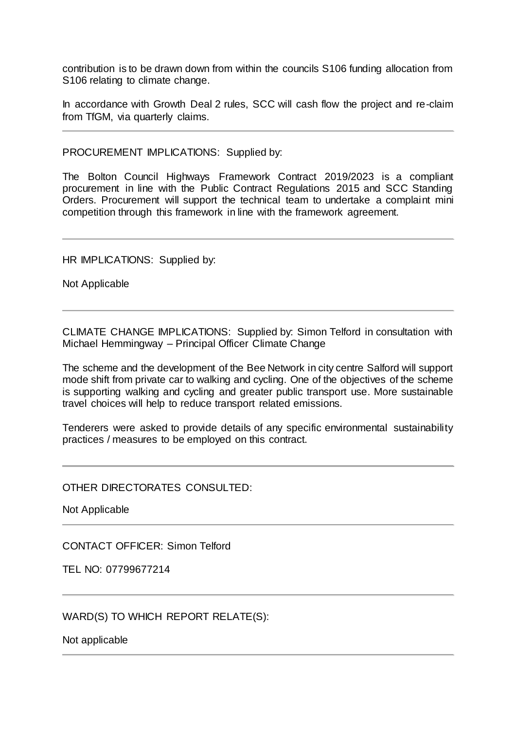contribution is to be drawn down from within the councils S106 funding allocation from S106 relating to climate change.

In accordance with Growth Deal 2 rules, SCC will cash flow the project and re-claim from TfGM, via quarterly claims.

---

PROCUREMENT IMPLICATIONS: Supplied by:

The Bolton Council Highways Framework Contract 2019/2023 is a compliant procurement in line with the Public Contract Regulations 2015 and SCC Standing Orders. Procurement will support the technical team to undertake a complaint mini competition through this framework in line with the framework agreement.

---

HR IMPLICATIONS: Supplied by:

Not Applicable

---

CLIMATE CHANGE IMPLICATIONS: Supplied by: Simon Telford in consultation with Michael Hemmingway – Principal Officer Climate Change

The scheme and the development of the Bee Network in city centre Salford will support mode shift from private car to walking and cycling. One of the objectives of the scheme is supporting walking and cycling and greater public transport use. More sustainable travel choices will help to reduce transport related emissions.

Tenderers were asked to provide details of any specific environmental sustainability practices / measures to be employed on this contract.

---

OTHER DIRECTORATES CONSULTED:

Not Applicable

---

CONTACT OFFICER: Simon Telford

TEL NO: 07799677214

---

WARD(S) TO WHICH REPORT RELATE(S):

Not applicable

---